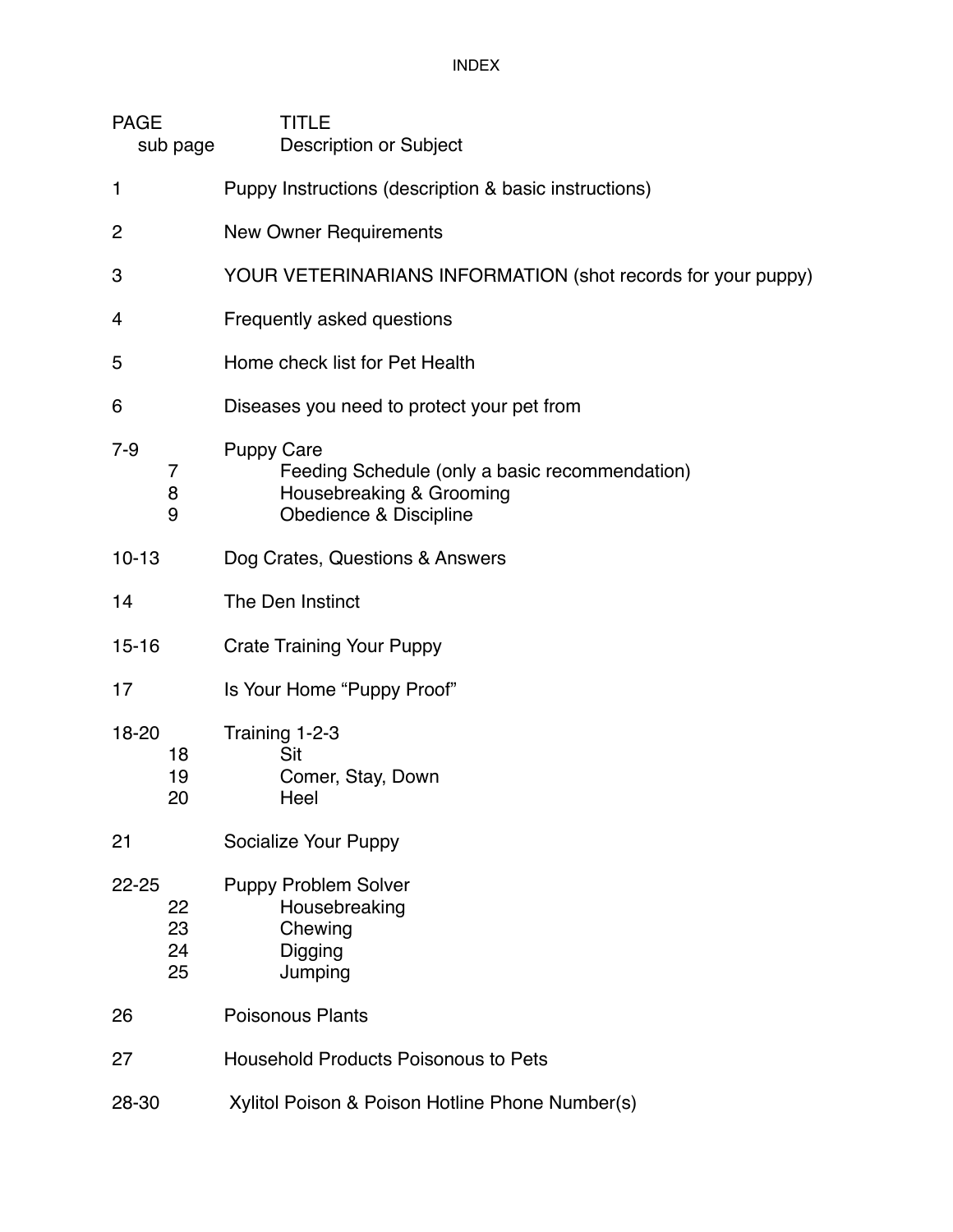# INDEX

| PAGE<br>sub page | TITLE<br>Description or Subject |
| --- | --- |
| 1 | Puppy Instructions (description & basic instructions) |
| 2 | New Owner Requirements |
| 3 | YOUR VETERINARIANS INFORMATION (shot records for your puppy) |
| 4 | Frequently asked questions |
| 5 | Home check list for Pet Health |
| 6 | Diseases you need to protect your pet from |
| 7-9 | Puppy Care |
| 7 | Feeding Schedule (only a basic recommendation) |
| 8 | Housebreaking & Grooming |
| 9 | Obedience & Discipline |
| 10-13 | Dog Crates, Questions & Answers |
| 14 | The Den Instinct |
| 15-16 | Crate Training Your Puppy |
| 17 | Is Your Home "Puppy Proof" |
| 18-20 | Training 1-2-3 |
| 18 | Sit |
| 19 | Comer, Stay, Down |
| 20 | Heel |
| 21 | Socialize Your Puppy |
| 22-25 | Puppy Problem Solver |
| 22 | Housebreaking |
| 23 | Chewing |
| 24 | Digging |
| 25 | Jumping |
| 26 | Poisonous Plants |
| 27 | Household Products Poisonous to Pets |
| 28-30 | Xylitol Poison & Poison Hotline Phone Number(s) |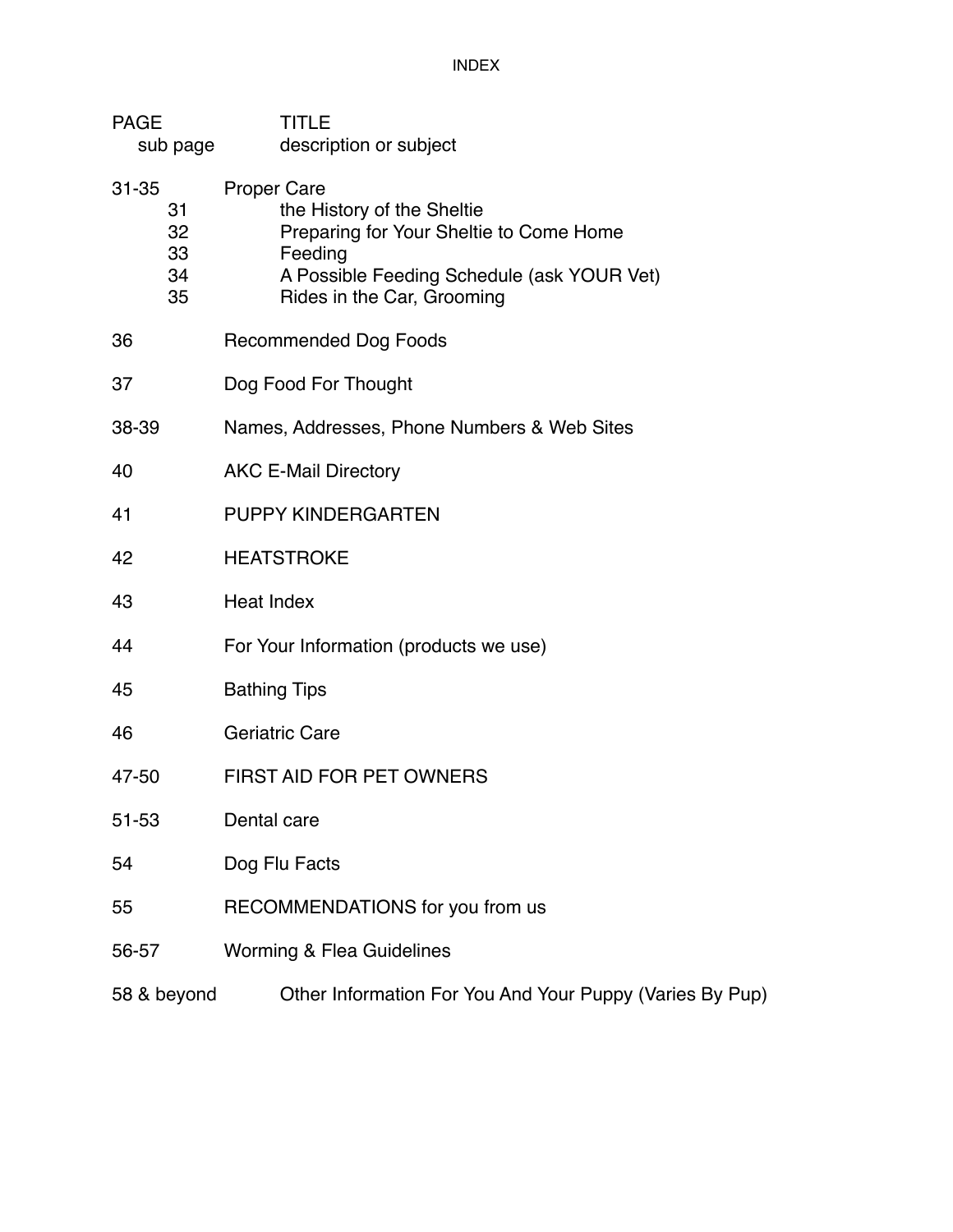# INDEX

| PAGE<br>sub page | TITLE<br>description or subject |
|---|---|
| 31-35 | Proper Care |
| 31 | the History of the Sheltie |
| 32 | Preparing for Your Sheltie to Come Home |
| 33 | Feeding |
| 34 | A Possible Feeding Schedule (ask YOUR Vet) |
| 35 | Rides in the Car, Grooming |
| 36 | Recommended Dog Foods |
| 37 | Dog Food For Thought |
| 38-39 | Names, Addresses, Phone Numbers & Web Sites |
| 40 | AKC E-Mail Directory |
| 41 | PUPPY KINDERGARTEN |
| 42 | HEATSTROKE |
| 43 | Heat Index |
| 44 | For Your Information (products we use) |
| 45 | Bathing Tips |
| 46 | Geriatric Care |
| 47-50 | FIRST AID FOR PET OWNERS |
| 51-53 | Dental care |
| 54 | Dog Flu Facts |
| 55 | RECOMMENDATIONS for you from us |
| 56-57 | Worming & Flea Guidelines |
| 58 & beyond | Other Information For You And Your Puppy (Varies By Pup) |